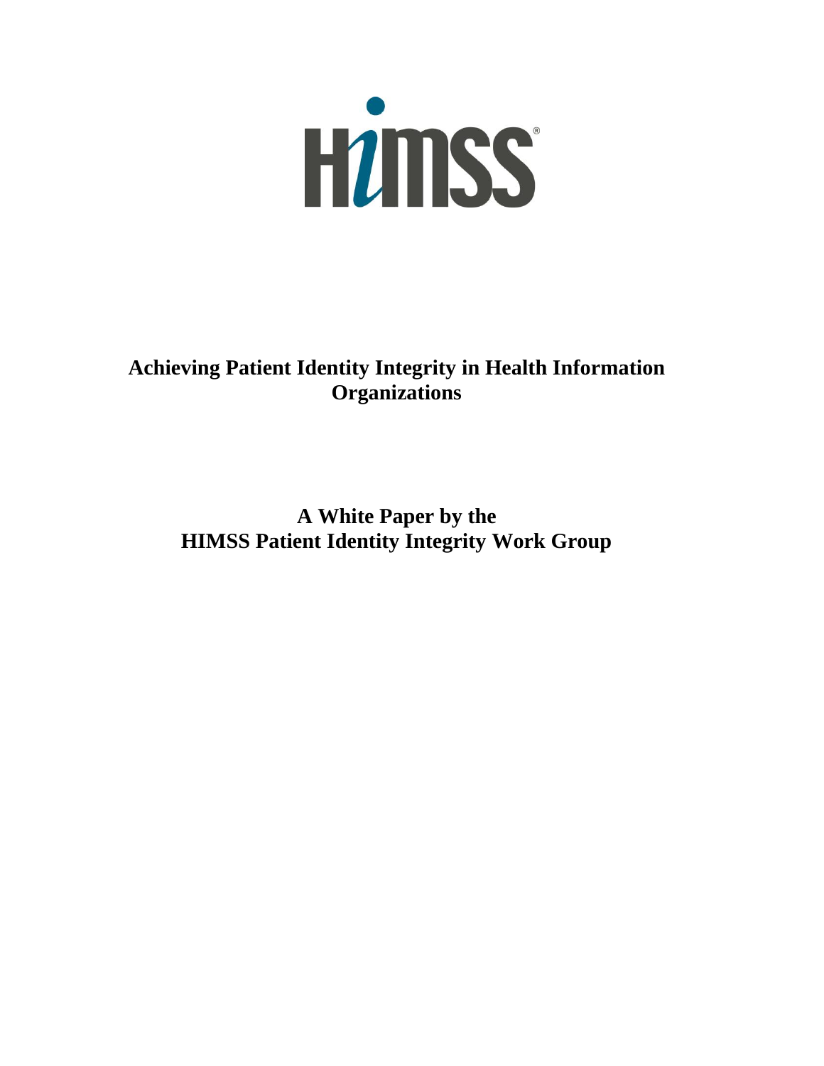HIMSS

# Achieving Patient Identity Integrity in Health Information Organizations

## A White Paper by the HIMSS Patient Identity Integrity Work Group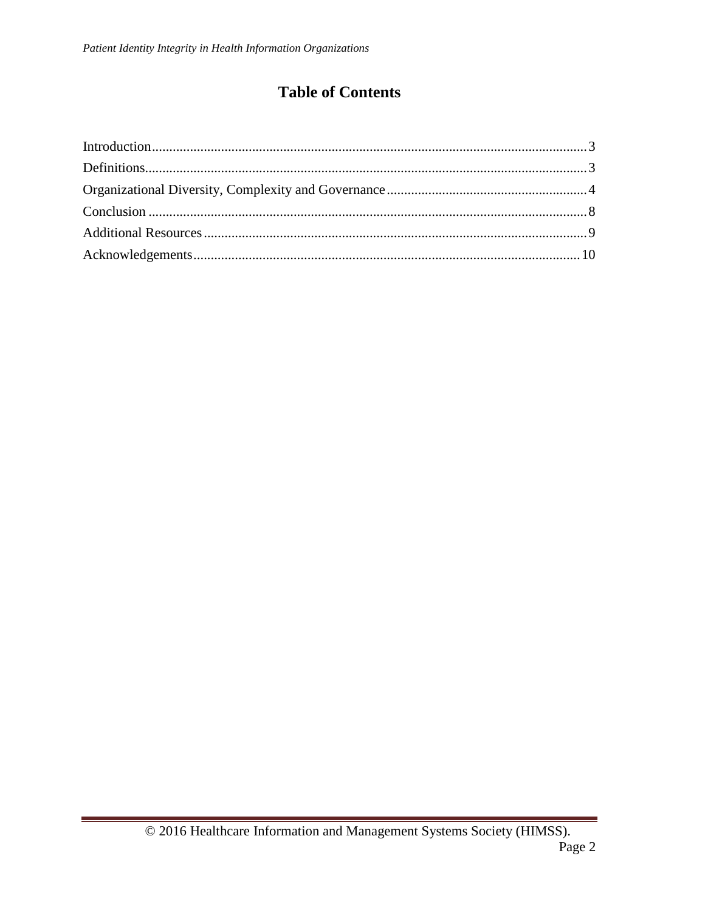# Table of Contents

Introduction .......... 3
Definitions .......... 3
Organizational Diversity, Complexity and Governance .......... 4
Conclusion .......... 8
Additional Resources .......... 9
Acknowledgements .......... 10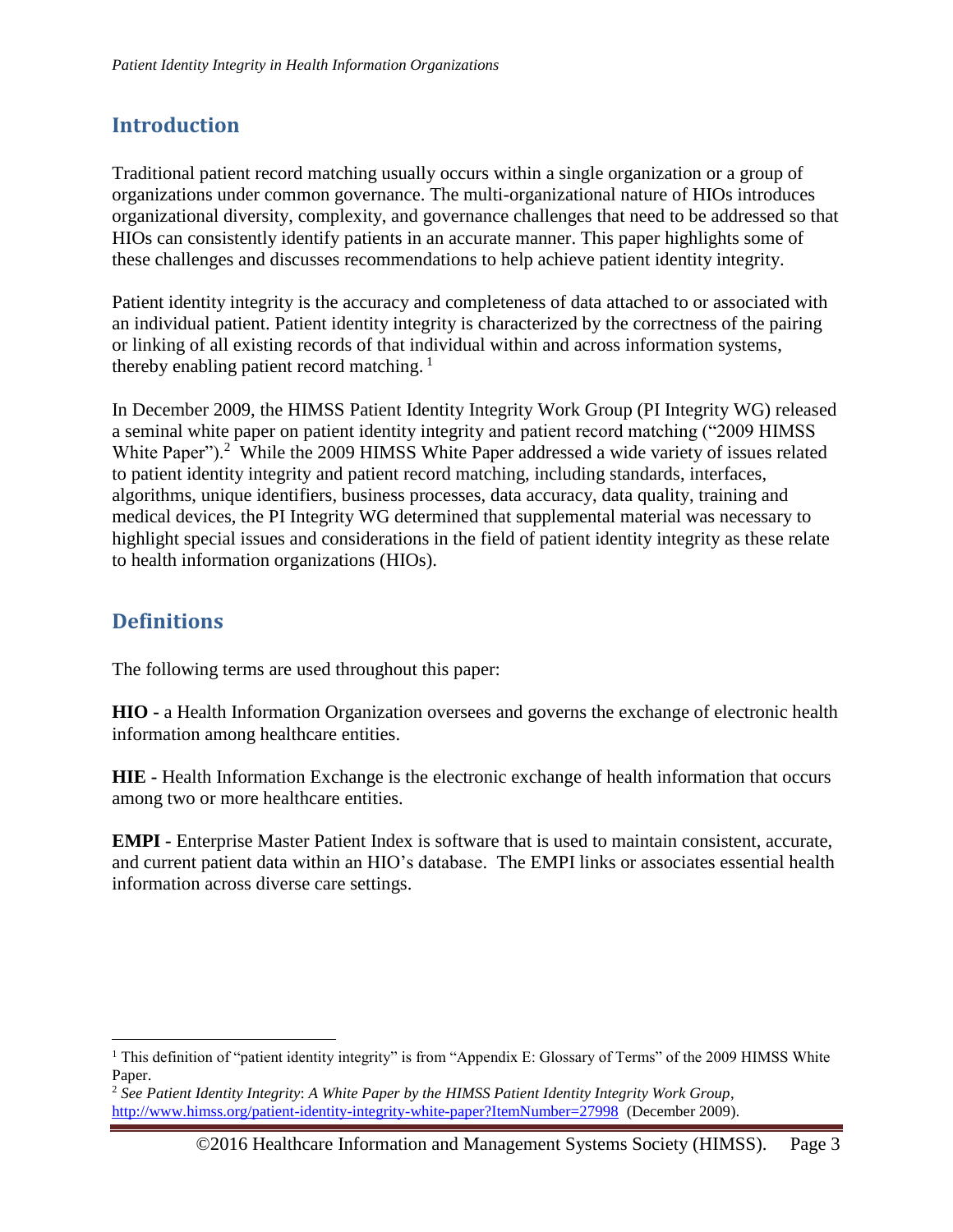## Introduction

Traditional patient record matching usually occurs within a single organization or a group of organizations under common governance. The multi-organizational nature of HIOs introduces organizational diversity, complexity, and governance challenges that need to be addressed so that HIOs can consistently identify patients in an accurate manner. This paper highlights some of these challenges and discusses recommendations to help achieve patient identity integrity.

Patient identity integrity is the accuracy and completeness of data attached to or associated with an individual patient. Patient identity integrity is characterized by the correctness of the pairing or linking of all existing records of that individual within and across information systems, thereby enabling patient record matching. [1]

In December 2009, the HIMSS Patient Identity Integrity Work Group (PI Integrity WG) released a seminal white paper on patient identity integrity and patient record matching ("2009 HIMSS White Paper").[2] While the 2009 HIMSS White Paper addressed a wide variety of issues related to patient identity integrity and patient record matching, including standards, interfaces, algorithms, unique identifiers, business processes, data accuracy, data quality, training and medical devices, the PI Integrity WG determined that supplemental material was necessary to highlight special issues and considerations in the field of patient identity integrity as these relate to health information organizations (HIOs).

## Definitions

The following terms are used throughout this paper:

**HIO -** a Health Information Organization oversees and governs the exchange of electronic health information among healthcare entities.

**HIE -** Health Information Exchange is the electronic exchange of health information that occurs among two or more healthcare entities.

**EMPI -** Enterprise Master Patient Index is software that is used to maintain consistent, accurate, and current patient data within an HIO's database. The EMPI links or associates essential health information across diverse care settings.

---

[1] This definition of "patient identity integrity" is from "Appendix E: Glossary of Terms" of the 2009 HIMSS White Paper.

[2] *See Patient Identity Integrity*: *A White Paper by the HIMSS Patient Identity Integrity Work Group*, http://www.himss.org/patient-identity-integrity-white-paper?ItemNumber=27998 (December 2009).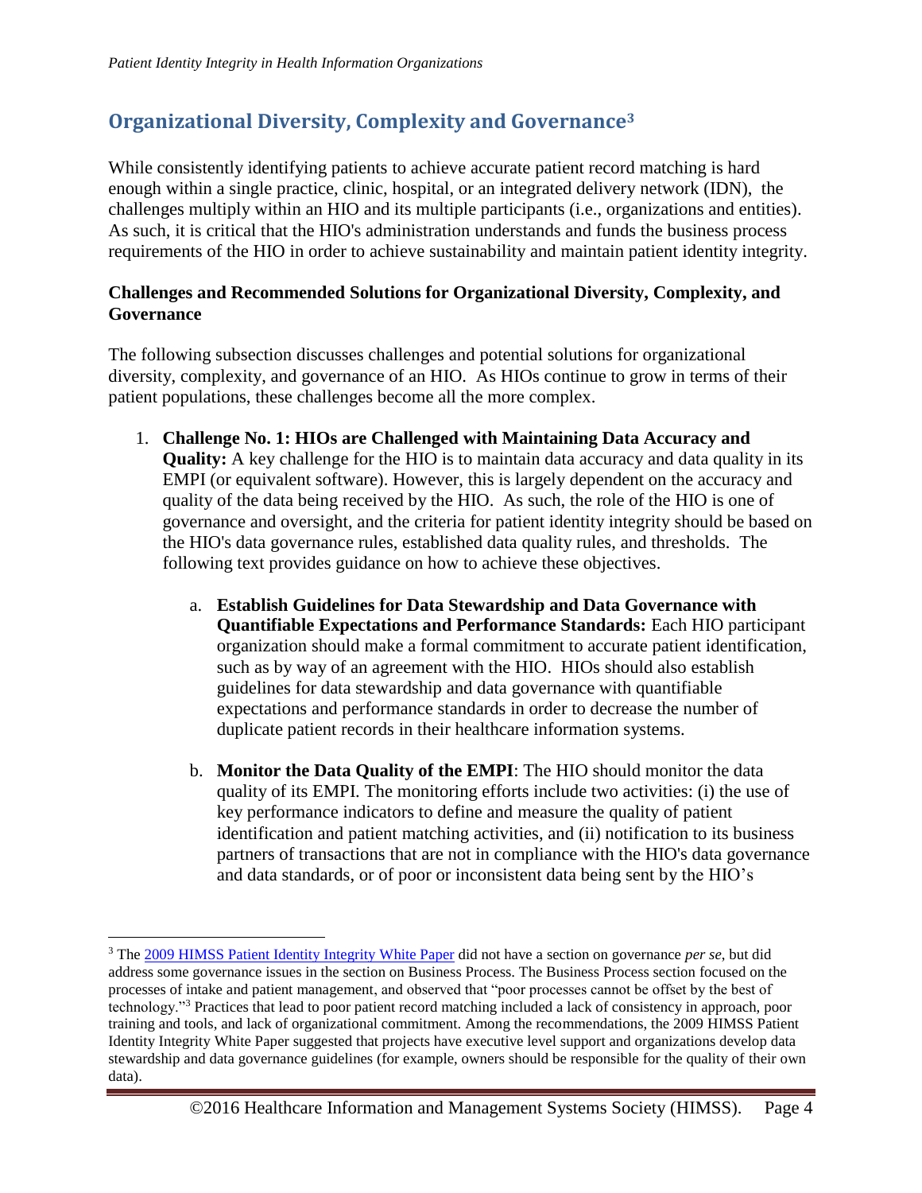## Organizational Diversity, Complexity and Governance[3]

While consistently identifying patients to achieve accurate patient record matching is hard enough within a single practice, clinic, hospital, or an integrated delivery network (IDN), the challenges multiply within an HIO and its multiple participants (i.e., organizations and entities). As such, it is critical that the HIO's administration understands and funds the business process requirements of the HIO in order to achieve sustainability and maintain patient identity integrity.

**Challenges and Recommended Solutions for Organizational Diversity, Complexity, and Governance**

The following subsection discusses challenges and potential solutions for organizational diversity, complexity, and governance of an HIO. As HIOs continue to grow in terms of their patient populations, these challenges become all the more complex.

1. **Challenge No. 1: HIOs are Challenged with Maintaining Data Accuracy and Quality:** A key challenge for the HIO is to maintain data accuracy and data quality in its EMPI (or equivalent software). However, this is largely dependent on the accuracy and quality of the data being received by the HIO. As such, the role of the HIO is one of governance and oversight, and the criteria for patient identity integrity should be based on the HIO's data governance rules, established data quality rules, and thresholds. The following text provides guidance on how to achieve these objectives.

    a. **Establish Guidelines for Data Stewardship and Data Governance with Quantifiable Expectations and Performance Standards:** Each HIO participant organization should make a formal commitment to accurate patient identification, such as by way of an agreement with the HIO. HIOs should also establish guidelines for data stewardship and data governance with quantifiable expectations and performance standards in order to decrease the number of duplicate patient records in their healthcare information systems.

    b. **Monitor the Data Quality of the EMPI**: The HIO should monitor the data quality of its EMPI. The monitoring efforts include two activities: (i) the use of key performance indicators to define and measure the quality of patient identification and patient matching activities, and (ii) notification to its business partners of transactions that are not in compliance with the HIO's data governance and data standards, or of poor or inconsistent data being sent by the HIO's

---

[3] The 2009 HIMSS Patient Identity Integrity White Paper did not have a section on governance *per se*, but did address some governance issues in the section on Business Process. The Business Process section focused on the processes of intake and patient management, and observed that "poor processes cannot be offset by the best of technology."[3] Practices that lead to poor patient record matching included a lack of consistency in approach, poor training and tools, and lack of organizational commitment. Among the recommendations, the 2009 HIMSS Patient Identity Integrity White Paper suggested that projects have executive level support and organizations develop data stewardship and data governance guidelines (for example, owners should be responsible for the quality of their own data).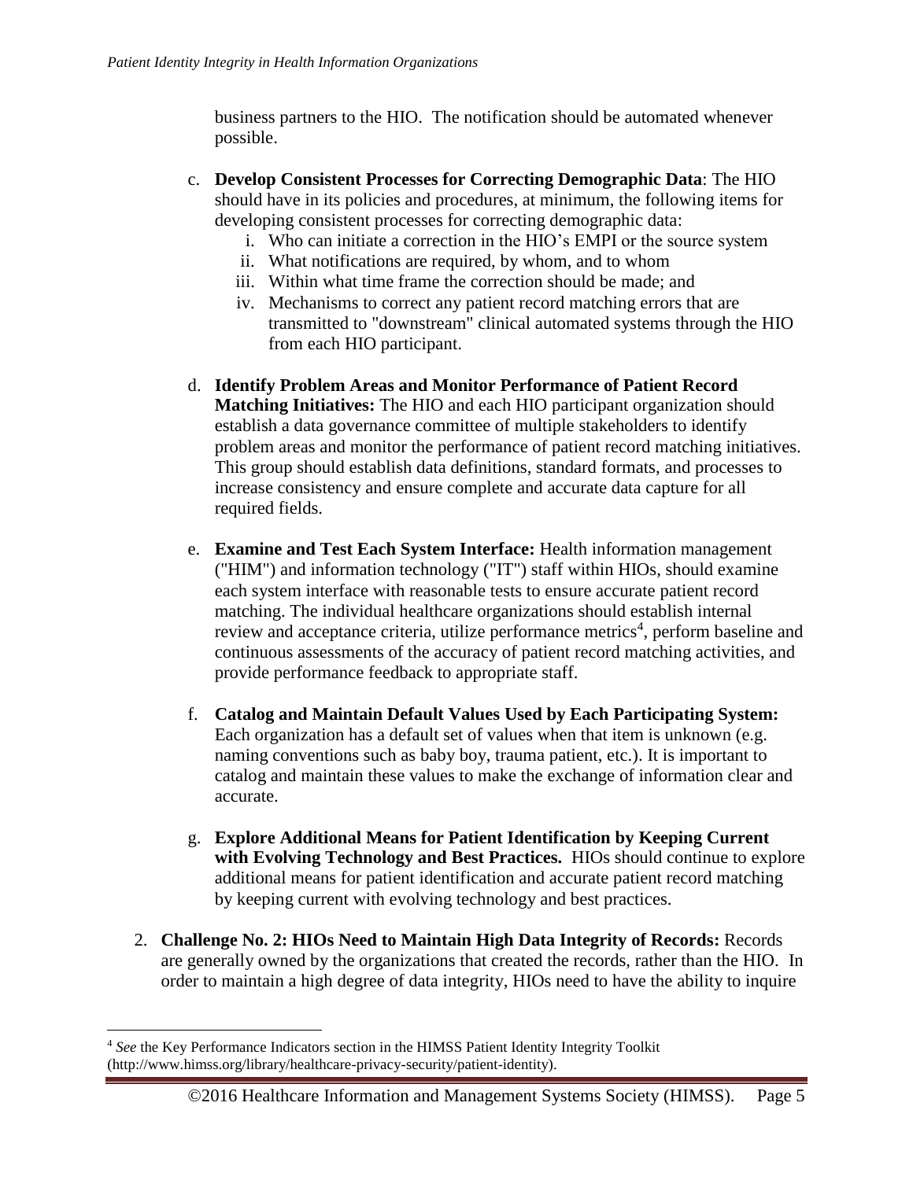business partners to the HIO. The notification should be automated whenever possible.

c. **Develop Consistent Processes for Correcting Demographic Data**: The HIO should have in its policies and procedures, at minimum, the following items for developing consistent processes for correcting demographic data:
    i. Who can initiate a correction in the HIO's EMPI or the source system
    ii. What notifications are required, by whom, and to whom
    iii. Within what time frame the correction should be made; and
    iv. Mechanisms to correct any patient record matching errors that are transmitted to "downstream" clinical automated systems through the HIO from each HIO participant.

d. **Identify Problem Areas and Monitor Performance of Patient Record Matching Initiatives:** The HIO and each HIO participant organization should establish a data governance committee of multiple stakeholders to identify problem areas and monitor the performance of patient record matching initiatives. This group should establish data definitions, standard formats, and processes to increase consistency and ensure complete and accurate data capture for all required fields.

e. **Examine and Test Each System Interface:** Health information management ("HIM") and information technology ("IT") staff within HIOs, should examine each system interface with reasonable tests to ensure accurate patient record matching. The individual healthcare organizations should establish internal review and acceptance criteria, utilize performance metrics[4], perform baseline and continuous assessments of the accuracy of patient record matching activities, and provide performance feedback to appropriate staff.

f. **Catalog and Maintain Default Values Used by Each Participating System:** Each organization has a default set of values when that item is unknown (e.g. naming conventions such as baby boy, trauma patient, etc.). It is important to catalog and maintain these values to make the exchange of information clear and accurate.

g. **Explore Additional Means for Patient Identification by Keeping Current with Evolving Technology and Best Practices.** HIOs should continue to explore additional means for patient identification and accurate patient record matching by keeping current with evolving technology and best practices.

2. **Challenge No. 2: HIOs Need to Maintain High Data Integrity of Records:** Records are generally owned by the organizations that created the records, rather than the HIO. In order to maintain a high degree of data integrity, HIOs need to have the ability to inquire

---

[4] *See* the Key Performance Indicators section in the HIMSS Patient Identity Integrity Toolkit (http://www.himss.org/library/healthcare-privacy-security/patient-identity).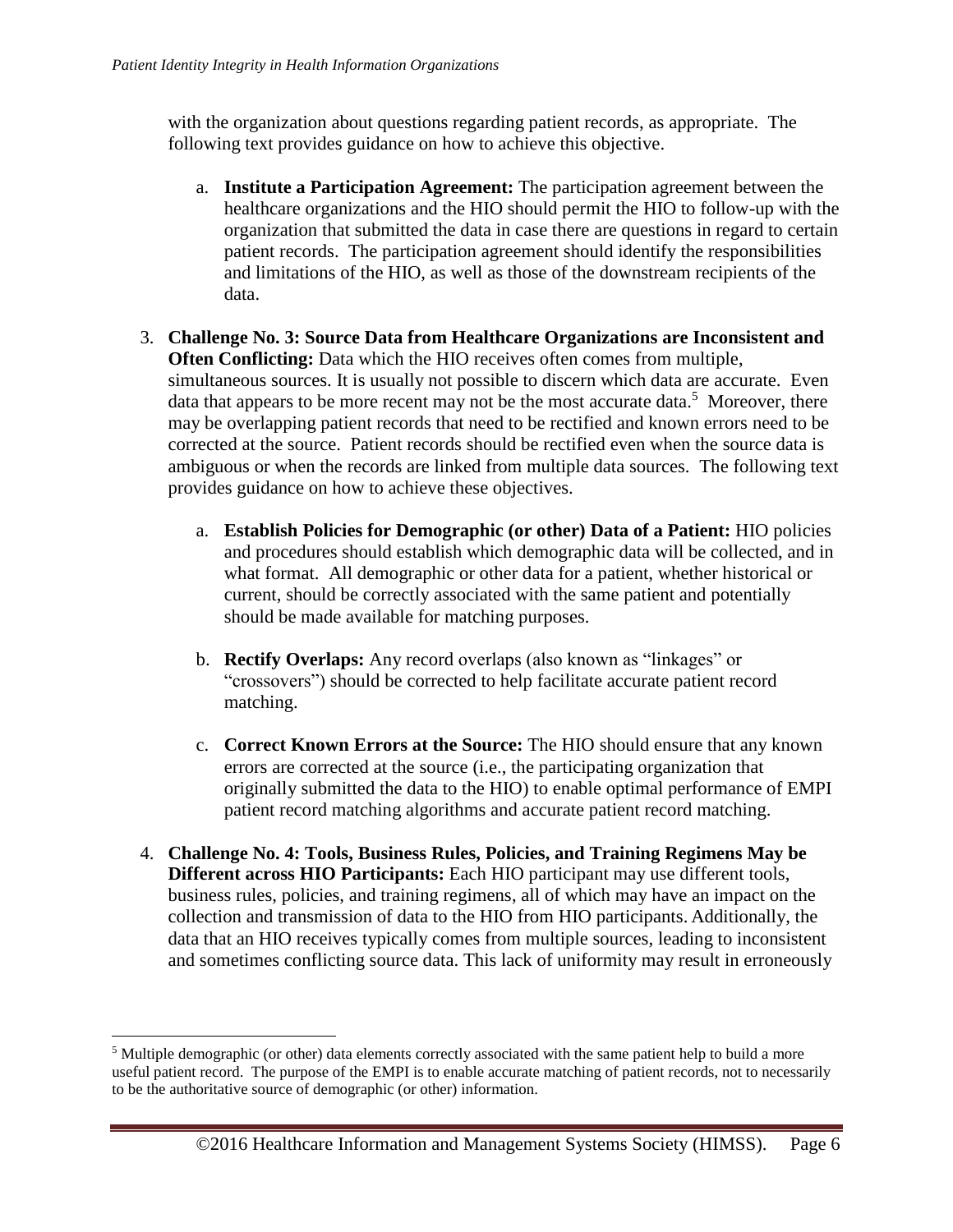with the organization about questions regarding patient records, as appropriate. The following text provides guidance on how to achieve this objective.

a. **Institute a Participation Agreement:** The participation agreement between the healthcare organizations and the HIO should permit the HIO to follow-up with the organization that submitted the data in case there are questions in regard to certain patient records. The participation agreement should identify the responsibilities and limitations of the HIO, as well as those of the downstream recipients of the data.

3. **Challenge No. 3: Source Data from Healthcare Organizations are Inconsistent and Often Conflicting:** Data which the HIO receives often comes from multiple, simultaneous sources. It is usually not possible to discern which data are accurate. Even data that appears to be more recent may not be the most accurate data.[5] Moreover, there may be overlapping patient records that need to be rectified and known errors need to be corrected at the source. Patient records should be rectified even when the source data is ambiguous or when the records are linked from multiple data sources. The following text provides guidance on how to achieve these objectives.

   a. **Establish Policies for Demographic (or other) Data of a Patient:** HIO policies and procedures should establish which demographic data will be collected, and in what format. All demographic or other data for a patient, whether historical or current, should be correctly associated with the same patient and potentially should be made available for matching purposes.

   b. **Rectify Overlaps:** Any record overlaps (also known as "linkages" or "crossovers") should be corrected to help facilitate accurate patient record matching.

   c. **Correct Known Errors at the Source:** The HIO should ensure that any known errors are corrected at the source (i.e., the participating organization that originally submitted the data to the HIO) to enable optimal performance of EMPI patient record matching algorithms and accurate patient record matching.

4. **Challenge No. 4: Tools, Business Rules, Policies, and Training Regimens May be Different across HIO Participants:** Each HIO participant may use different tools, business rules, policies, and training regimens, all of which may have an impact on the collection and transmission of data to the HIO from HIO participants. Additionally, the data that an HIO receives typically comes from multiple sources, leading to inconsistent and sometimes conflicting source data. This lack of uniformity may result in erroneously

[5] Multiple demographic (or other) data elements correctly associated with the same patient help to build a more useful patient record. The purpose of the EMPI is to enable accurate matching of patient records, not to necessarily to be the authoritative source of demographic (or other) information.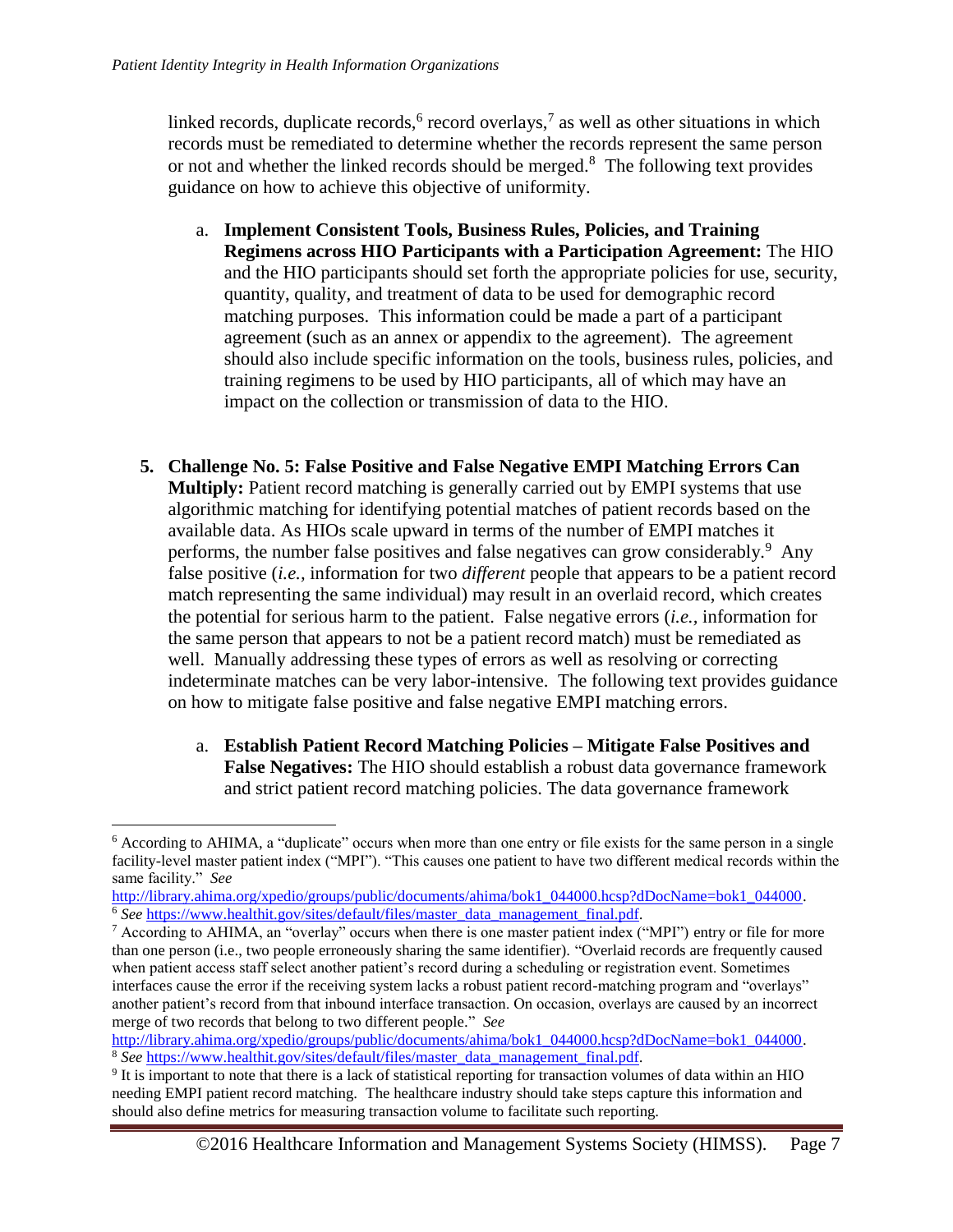linked records, duplicate records,[6] record overlays,[7] as well as other situations in which records must be remediated to determine whether the records represent the same person or not and whether the linked records should be merged.[8] The following text provides guidance on how to achieve this objective of uniformity.

a. **Implement Consistent Tools, Business Rules, Policies, and Training Regimens across HIO Participants with a Participation Agreement:** The HIO and the HIO participants should set forth the appropriate policies for use, security, quantity, quality, and treatment of data to be used for demographic record matching purposes. This information could be made a part of a participant agreement (such as an annex or appendix to the agreement). The agreement should also include specific information on the tools, business rules, policies, and training regimens to be used by HIO participants, all of which may have an impact on the collection or transmission of data to the HIO.

5. **Challenge No. 5: False Positive and False Negative EMPI Matching Errors Can Multiply:** Patient record matching is generally carried out by EMPI systems that use algorithmic matching for identifying potential matches of patient records based on the available data. As HIOs scale upward in terms of the number of EMPI matches it performs, the number false positives and false negatives can grow considerably.[9] Any false positive (*i.e.,* information for two *different* people that appears to be a patient record match representing the same individual) may result in an overlaid record, which creates the potential for serious harm to the patient. False negative errors (*i.e.*, information for the same person that appears to not be a patient record match) must be remediated as well. Manually addressing these types of errors as well as resolving or correcting indeterminate matches can be very labor-intensive. The following text provides guidance on how to mitigate false positive and false negative EMPI matching errors.

   a. **Establish Patient Record Matching Policies – Mitigate False Positives and False Negatives:** The HIO should establish a robust data governance framework and strict patient record matching policies. The data governance framework

---

[6] According to AHIMA, a "duplicate" occurs when more than one entry or file exists for the same person in a single facility-level master patient index ("MPI"). "This causes one patient to have two different medical records within the same facility." *See* http://library.ahima.org/xpedio/groups/public/documents/ahima/bok1_044000.hcsp?dDocName=bok1_044000.

[6] *See* https://www.healthit.gov/sites/default/files/master_data_management_final.pdf.

[7] According to AHIMA, an "overlay" occurs when there is one master patient index ("MPI") entry or file for more than one person (i.e., two people erroneously sharing the same identifier). "Overlaid records are frequently caused when patient access staff select another patient's record during a scheduling or registration event. Sometimes interfaces cause the error if the receiving system lacks a robust patient record-matching program and "overlays" another patient's record from that inbound interface transaction. On occasion, overlays are caused by an incorrect merge of two records that belong to two different people." *See* http://library.ahima.org/xpedio/groups/public/documents/ahima/bok1_044000.hcsp?dDocName=bok1_044000.

[8] *See* https://www.healthit.gov/sites/default/files/master_data_management_final.pdf.

[9] It is important to note that there is a lack of statistical reporting for transaction volumes of data within an HIO needing EMPI patient record matching. The healthcare industry should take steps capture this information and should also define metrics for measuring transaction volume to facilitate such reporting.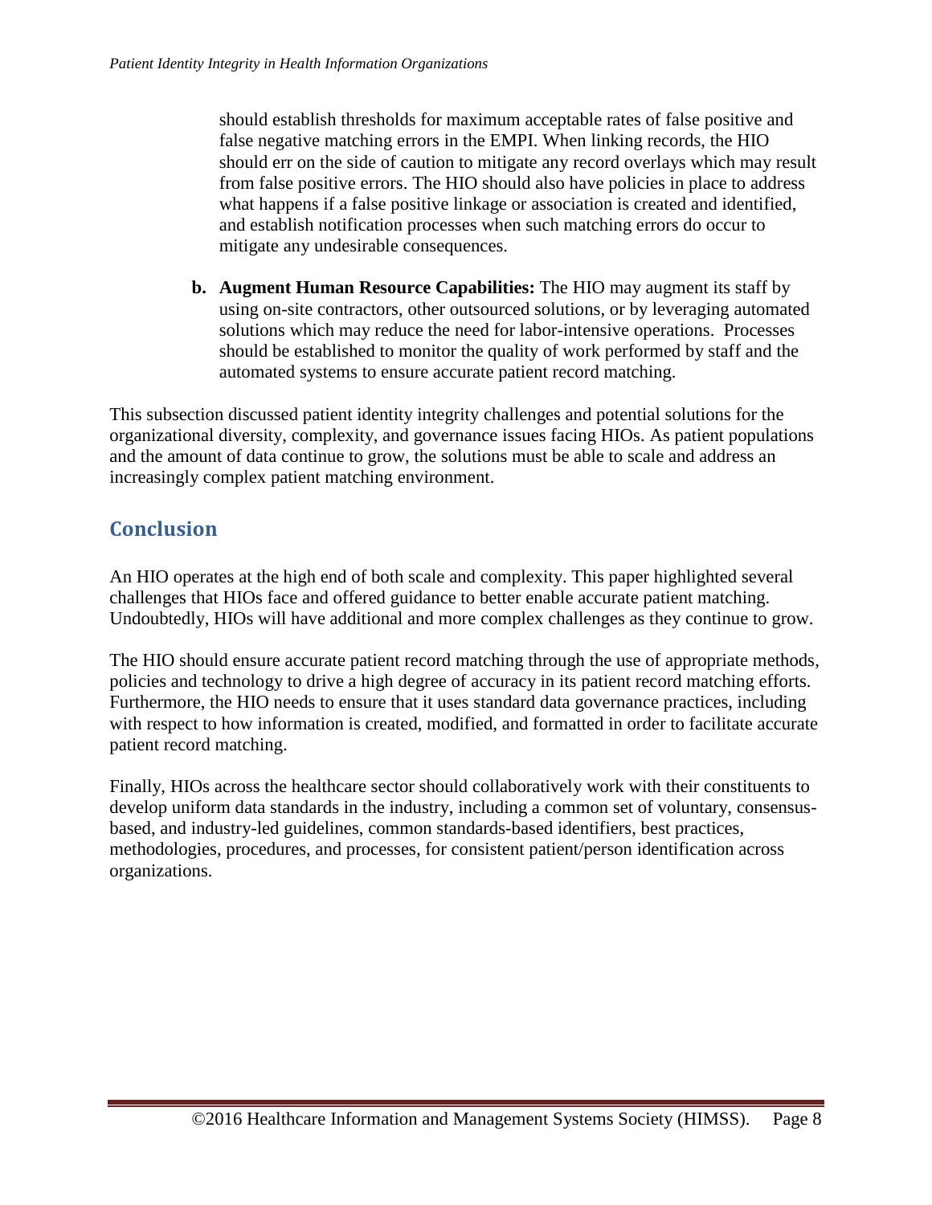should establish thresholds for maximum acceptable rates of false positive and false negative matching errors in the EMPI. When linking records, the HIO should err on the side of caution to mitigate any record overlays which may result from false positive errors. The HIO should also have policies in place to address what happens if a false positive linkage or association is created and identified, and establish notification processes when such matching errors do occur to mitigate any undesirable consequences.

b. **Augment Human Resource Capabilities:** The HIO may augment its staff by using on-site contractors, other outsourced solutions, or by leveraging automated solutions which may reduce the need for labor-intensive operations. Processes should be established to monitor the quality of work performed by staff and the automated systems to ensure accurate patient record matching.

This subsection discussed patient identity integrity challenges and potential solutions for the organizational diversity, complexity, and governance issues facing HIOs. As patient populations and the amount of data continue to grow, the solutions must be able to scale and address an increasingly complex patient matching environment.

## Conclusion

An HIO operates at the high end of both scale and complexity. This paper highlighted several challenges that HIOs face and offered guidance to better enable accurate patient matching. Undoubtedly, HIOs will have additional and more complex challenges as they continue to grow.

The HIO should ensure accurate patient record matching through the use of appropriate methods, policies and technology to drive a high degree of accuracy in its patient record matching efforts. Furthermore, the HIO needs to ensure that it uses standard data governance practices, including with respect to how information is created, modified, and formatted in order to facilitate accurate patient record matching.

Finally, HIOs across the healthcare sector should collaboratively work with their constituents to develop uniform data standards in the industry, including a common set of voluntary, consensus-based, and industry-led guidelines, common standards-based identifiers, best practices, methodologies, procedures, and processes, for consistent patient/person identification across organizations.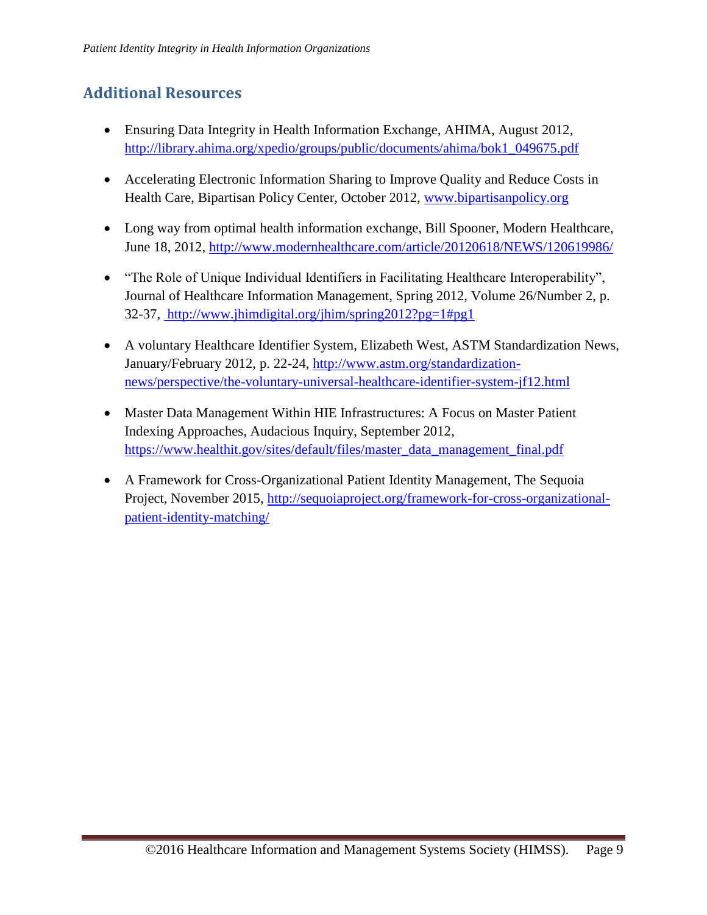## Additional Resources

- Ensuring Data Integrity in Health Information Exchange, AHIMA, August 2012, http://library.ahima.org/xpedio/groups/public/documents/ahima/bok1_049675.pdf

- Accelerating Electronic Information Sharing to Improve Quality and Reduce Costs in Health Care, Bipartisan Policy Center, October 2012, www.bipartisanpolicy.org

- Long way from optimal health information exchange, Bill Spooner, Modern Healthcare, June 18, 2012, http://www.modernhealthcare.com/article/20120618/NEWS/120619986/

- "The Role of Unique Individual Identifiers in Facilitating Healthcare Interoperability", Journal of Healthcare Information Management, Spring 2012, Volume 26/Number 2, p. 32-37, http://www.jhimdigital.org/jhim/spring2012?pg=1#pg1

- A voluntary Healthcare Identifier System, Elizabeth West, ASTM Standardization News, January/February 2012, p. 22-24, http://www.astm.org/standardization-news/perspective/the-voluntary-universal-healthcare-identifier-system-jf12.html

- Master Data Management Within HIE Infrastructures: A Focus on Master Patient Indexing Approaches, Audacious Inquiry, September 2012, https://www.healthit.gov/sites/default/files/master_data_management_final.pdf

- A Framework for Cross-Organizational Patient Identity Management, The Sequoia Project, November 2015, http://sequoiaproject.org/framework-for-cross-organizational-patient-identity-matching/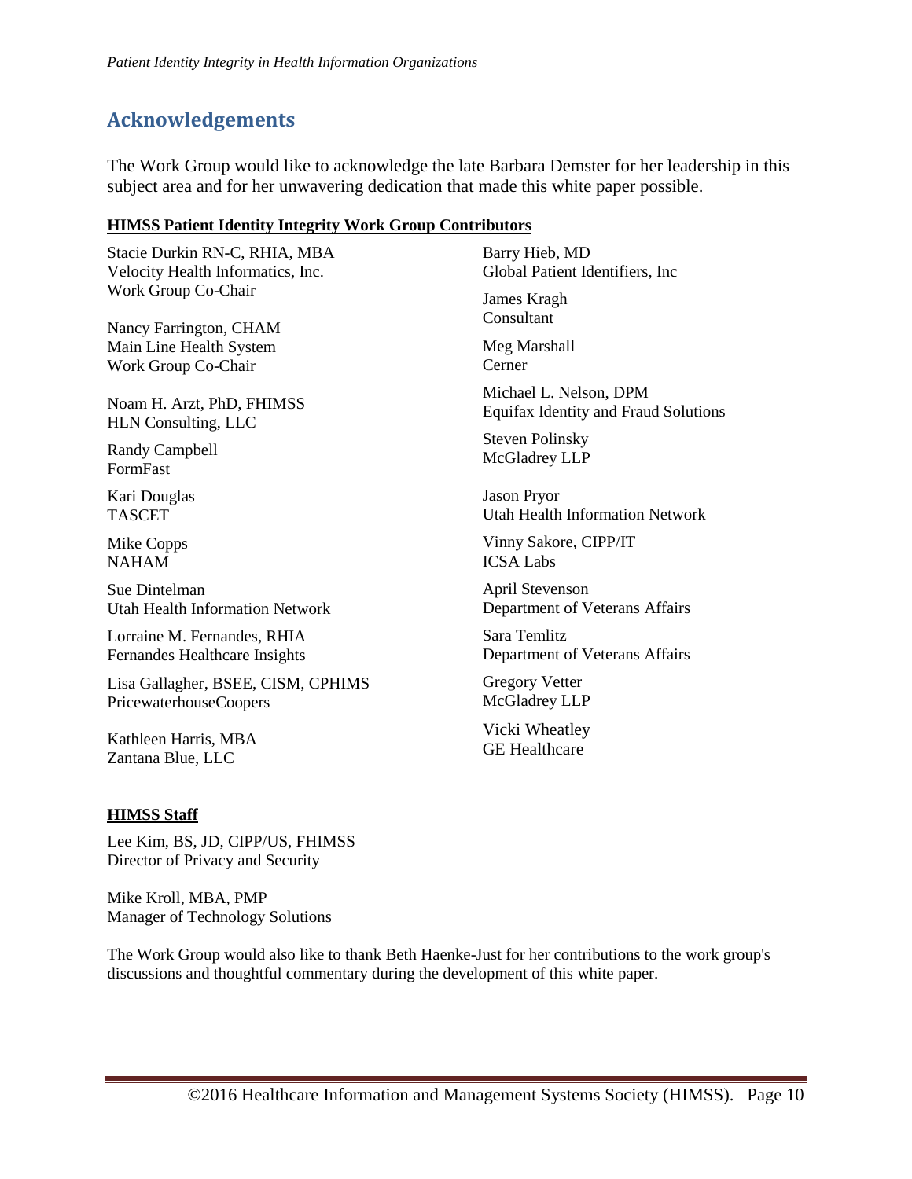## Acknowledgements

The Work Group would like to acknowledge the late Barbara Demster for her leadership in this subject area and for her unwavering dedication that made this white paper possible.

**HIMSS Patient Identity Integrity Work Group Contributors**

Stacie Durkin RN-C, RHIA, MBA
Velocity Health Informatics, Inc.
Work Group Co-Chair

Nancy Farrington, CHAM
Main Line Health System
Work Group Co-Chair

Noam H. Arzt, PhD, FHIMSS
HLN Consulting, LLC

Randy Campbell
FormFast

Kari Douglas
TASCET

Mike Copps
NAHAM

Sue Dintelman
Utah Health Information Network

Lorraine M. Fernandes, RHIA
Fernandes Healthcare Insights

Lisa Gallagher, BSEE, CISM, CPHIMS
PricewaterhouseCoopers

Kathleen Harris, MBA
Zantana Blue, LLC

Barry Hieb, MD
Global Patient Identifiers, Inc

James Kragh
Consultant

Meg Marshall
Cerner

Michael L. Nelson, DPM
Equifax Identity and Fraud Solutions

Steven Polinsky
McGladrey LLP

Jason Pryor
Utah Health Information Network

Vinny Sakore, CIPP/IT
ICSA Labs

April Stevenson
Department of Veterans Affairs

Sara Temlitz
Department of Veterans Affairs

Gregory Vetter
McGladrey LLP

Vicki Wheatley
GE Healthcare

**HIMSS Staff**

Lee Kim, BS, JD, CIPP/US, FHIMSS
Director of Privacy and Security

Mike Kroll, MBA, PMP
Manager of Technology Solutions

The Work Group would also like to thank Beth Haenke-Just for her contributions to the work group's discussions and thoughtful commentary during the development of this white paper.